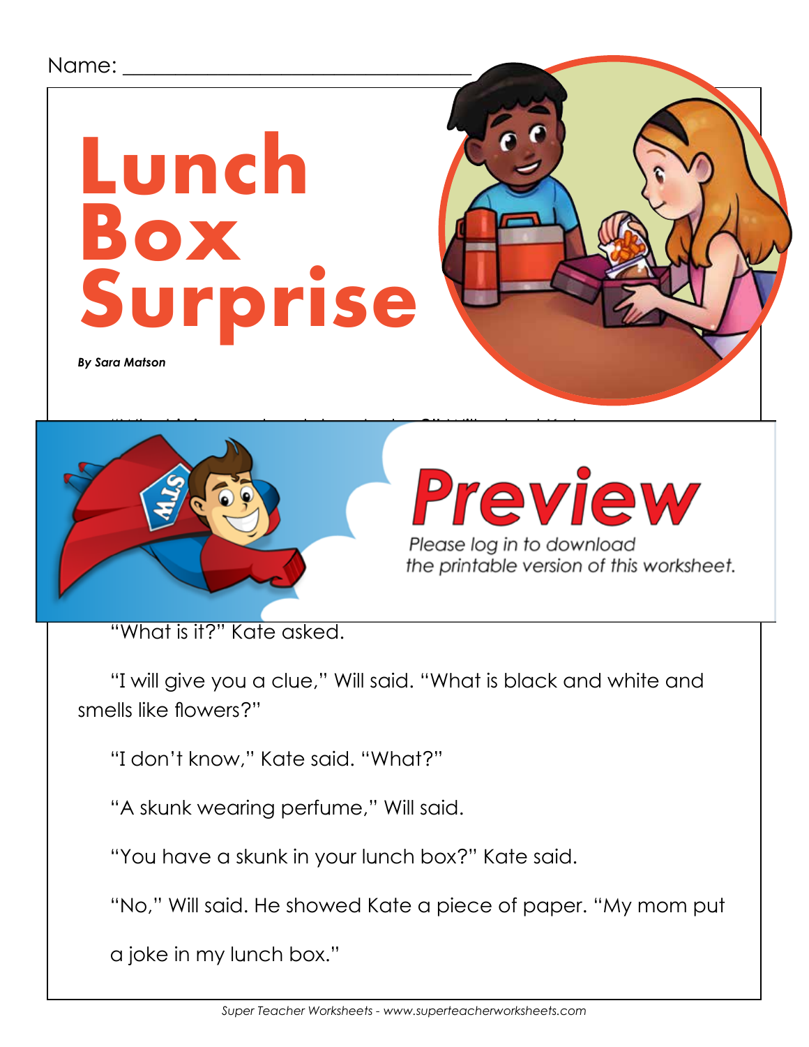Name: ______________________________

# Lunch Box Surprise

***By Sara Matson***

Preview

Please log in to download the printable version of this worksheet.

"What is it?" Kate asked.

"I will give you a clue," Will said. "What is black and white and smells like flowers?"

"I don't know," Kate said. "What?"

"A skunk wearing perfume," Will said.

"You have a skunk in your lunch box?" Kate said.

"No," Will said. He showed Kate a piece of paper. "My mom put a joke in my lunch box."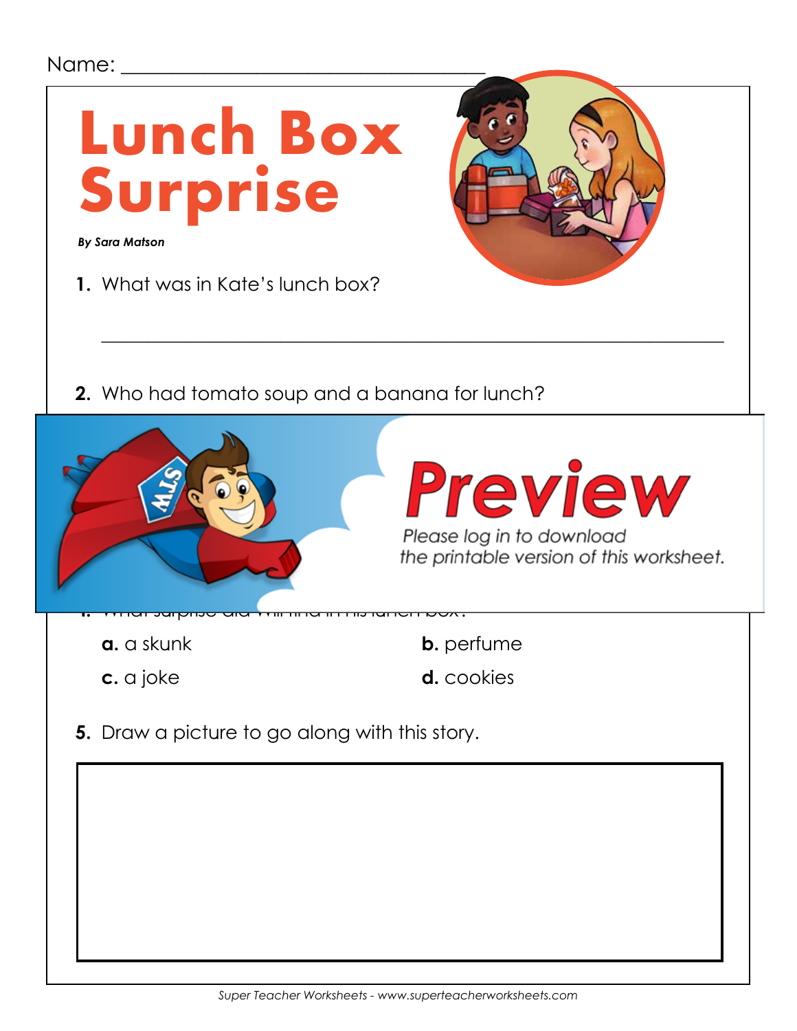Name: ___________________________________

# Lunch Box Surprise

***By Sara Matson***

1. What was in Kate's lunch box?

_______________________________________________________________

2. Who had tomato soup and a banana for lunch?

**Preview**

*Please log in to download the printable version of this worksheet.*

**a.** a skunk

**b.** perfume

**c.** a joke

**d.** cookies

5. Draw a picture to go along with this story.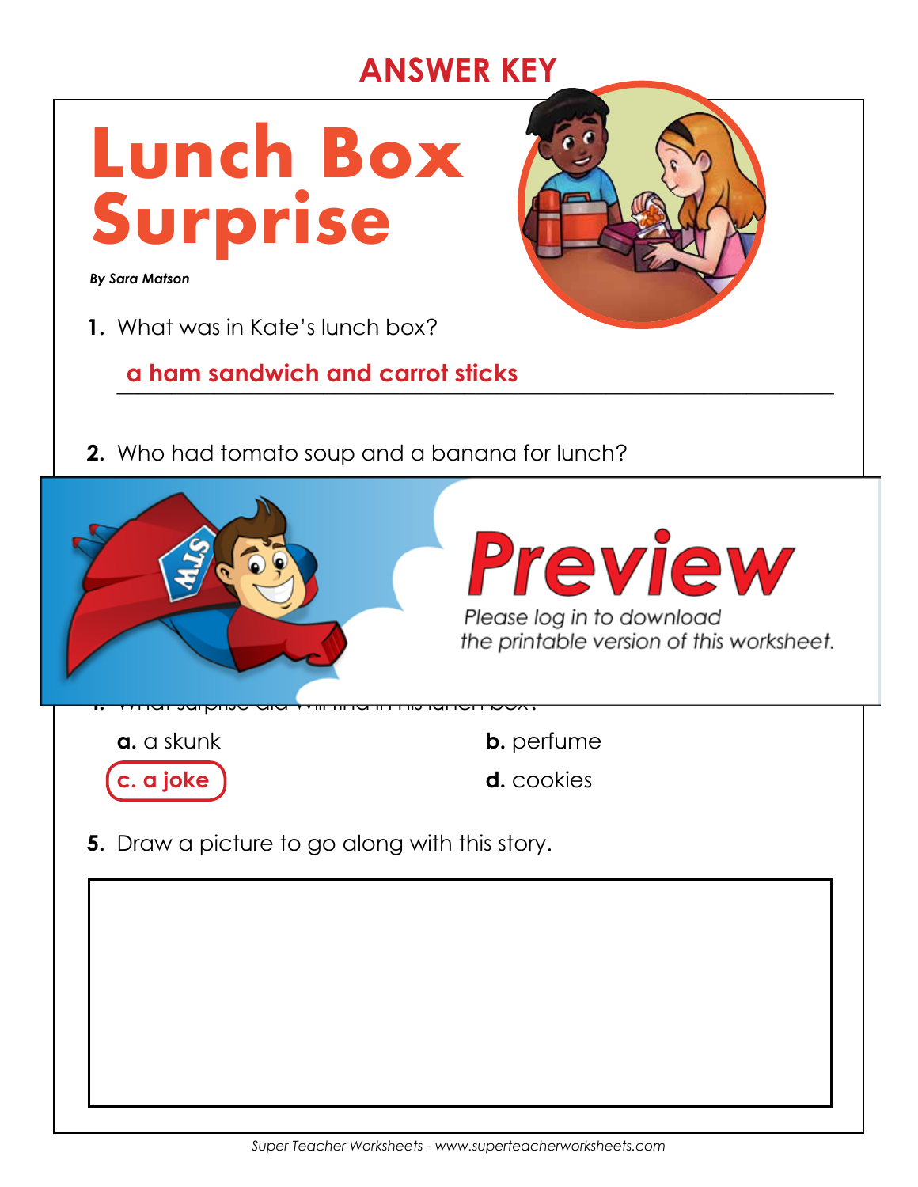ANSWER KEY

# Lunch Box Surprise

*By Sara Matson*

1. What was in Kate's lunch box?

   **a ham sandwich and carrot sticks**

2. Who had tomato soup and a banana for lunch?

Preview

Please log in to download the printable version of this worksheet.

4. What surprise did Will find in his lunch box?

   **a.** a skunk

   **b.** perfume

   **c. a joke**

   **d.** cookies

5. Draw a picture to go along with this story.